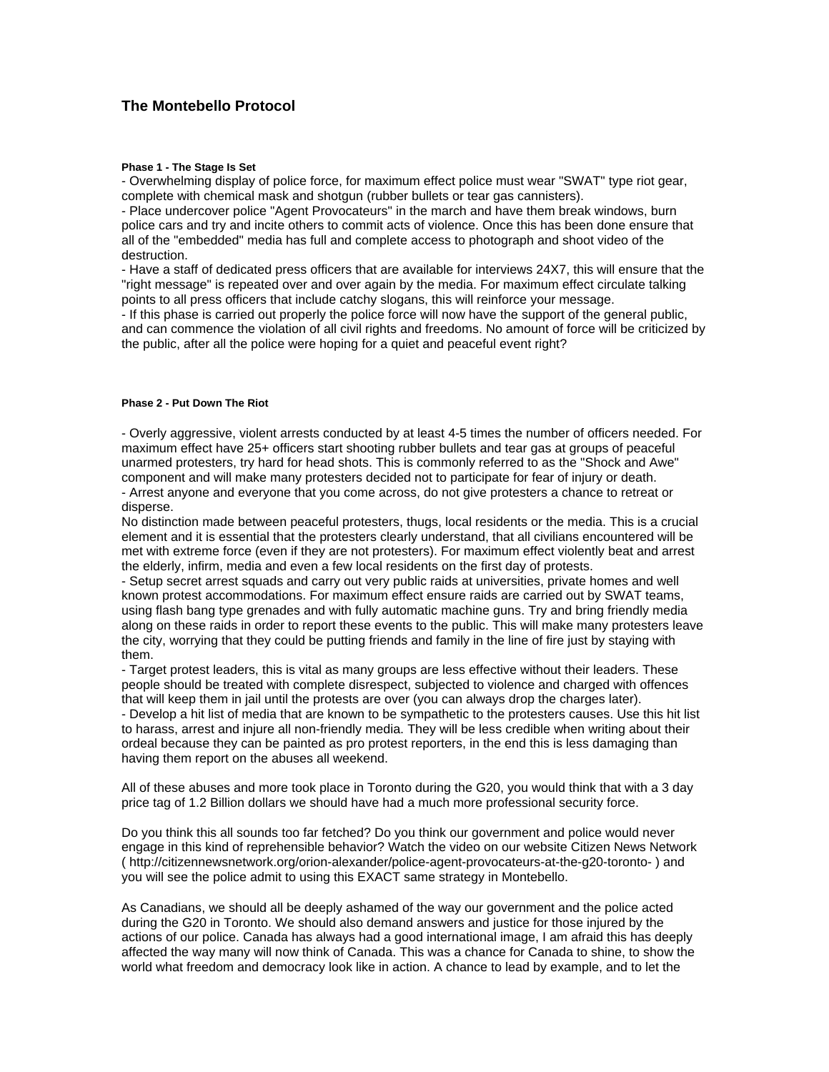# The Montebello Protocol

#### Phase 1 - The Stage Is Set

- Overwhelming display of police force, for maximum effect police must wear "SWAT" type riot gear, complete with chemical mask and shotgun (rubber bullets or tear gas cannisters).
- Place undercover police "Agent Provocateurs" in the march and have them break windows, burn police cars and try and incite others to commit acts of violence. Once this has been done ensure that all of the "embedded" media has full and complete access to photograph and shoot video of the destruction.
- Have a staff of dedicated press officers that are available for interviews 24X7, this will ensure that the "right message" is repeated over and over again by the media. For maximum effect circulate talking points to all press officers that include catchy slogans, this will reinforce your message.
- If this phase is carried out properly the police force will now have the support of the general public, and can commence the violation of all civil rights and freedoms. No amount of force will be criticized by the public, after all the police were hoping for a quiet and peaceful event right?

#### Phase 2 - Put Down The Riot

- Overly aggressive, violent arrests conducted by at least 4-5 times the number of officers needed. For maximum effect have 25+ officers start shooting rubber bullets and tear gas at groups of peaceful unarmed protesters, try hard for head shots. This is commonly referred to as the "Shock and Awe" component and will make many protesters decided not to participate for fear of injury or death.
- Arrest anyone and everyone that you come across, do not give protesters a chance to retreat or disperse.

No distinction made between peaceful protesters, thugs, local residents or the media. This is a crucial element and it is essential that the protesters clearly understand, that all civilians encountered will be met with extreme force (even if they are not protesters). For maximum effect violently beat and arrest the elderly, infirm, media and even a few local residents on the first day of protests.

- Setup secret arrest squads and carry out very public raids at universities, private homes and well known protest accommodations. For maximum effect ensure raids are carried out by SWAT teams, using flash bang type grenades and with fully automatic machine guns. Try and bring friendly media along on these raids in order to report these events to the public. This will make many protesters leave the city, worrying that they could be putting friends and family in the line of fire just by staying with them.
- Target protest leaders, this is vital as many groups are less effective without their leaders. These people should be treated with complete disrespect, subjected to violence and charged with offences that will keep them in jail until the protests are over (you can always drop the charges later).
- Develop a hit list of media that are known to be sympathetic to the protesters causes. Use this hit list to harass, arrest and injure all non-friendly media. They will be less credible when writing about their ordeal because they can be painted as pro protest reporters, in the end this is less damaging than having them report on the abuses all weekend.

All of these abuses and more took place in Toronto during the G20, you would think that with a 3 day price tag of 1.2 Billion dollars we should have had a much more professional security force.

Do you think this all sounds too far fetched? Do you think our government and police would never engage in this kind of reprehensible behavior? Watch the video on our website Citizen News Network ( http://citizennewsnetwork.org/orion-alexander/police-agent-provocateurs-at-the-g20-toronto- ) and you will see the police admit to using this EXACT same strategy in Montebello.

As Canadians, we should all be deeply ashamed of the way our government and the police acted during the G20 in Toronto. We should also demand answers and justice for those injured by the actions of our police. Canada has always had a good international image, I am afraid this has deeply affected the way many will now think of Canada. This was a chance for Canada to shine, to show the world what freedom and democracy look like in action. A chance to lead by example, and to let the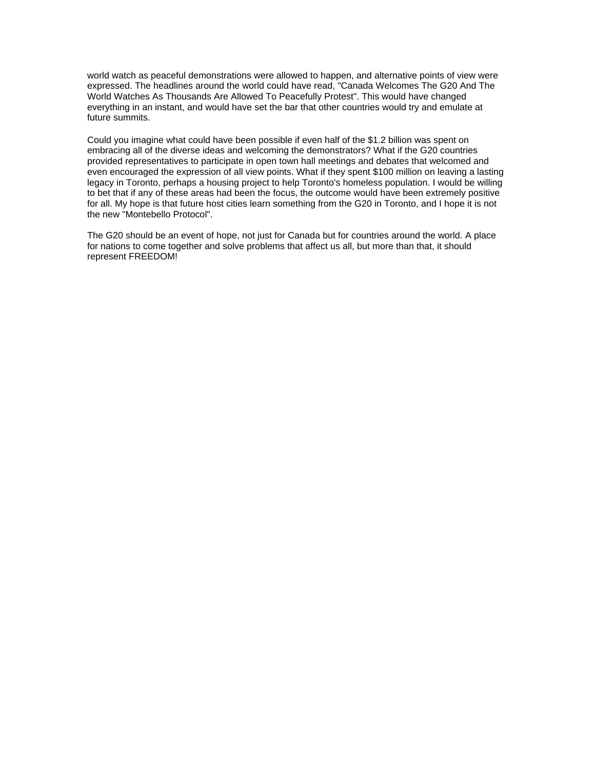world watch as peaceful demonstrations were allowed to happen, and alternative points of view were expressed. The headlines around the world could have read, "Canada Welcomes The G20 And The World Watches As Thousands Are Allowed To Peacefully Protest". This would have changed everything in an instant, and would have set the bar that other countries would try and emulate at future summits.

Could you imagine what could have been possible if even half of the $1.2 billion was spent on embracing all of the diverse ideas and welcoming the demonstrators? What if the G20 countries provided representatives to participate in open town hall meetings and debates that welcomed and even encouraged the expression of all view points. What if they spent $100 million on leaving a lasting legacy in Toronto, perhaps a housing project to help Toronto's homeless population. I would be willing to bet that if any of these areas had been the focus, the outcome would have been extremely positive for all. My hope is that future host cities learn something from the G20 in Toronto, and I hope it is not the new "Montebello Protocol".

The G20 should be an event of hope, not just for Canada but for countries around the world. A place for nations to come together and solve problems that affect us all, but more than that, it should represent FREEDOM!